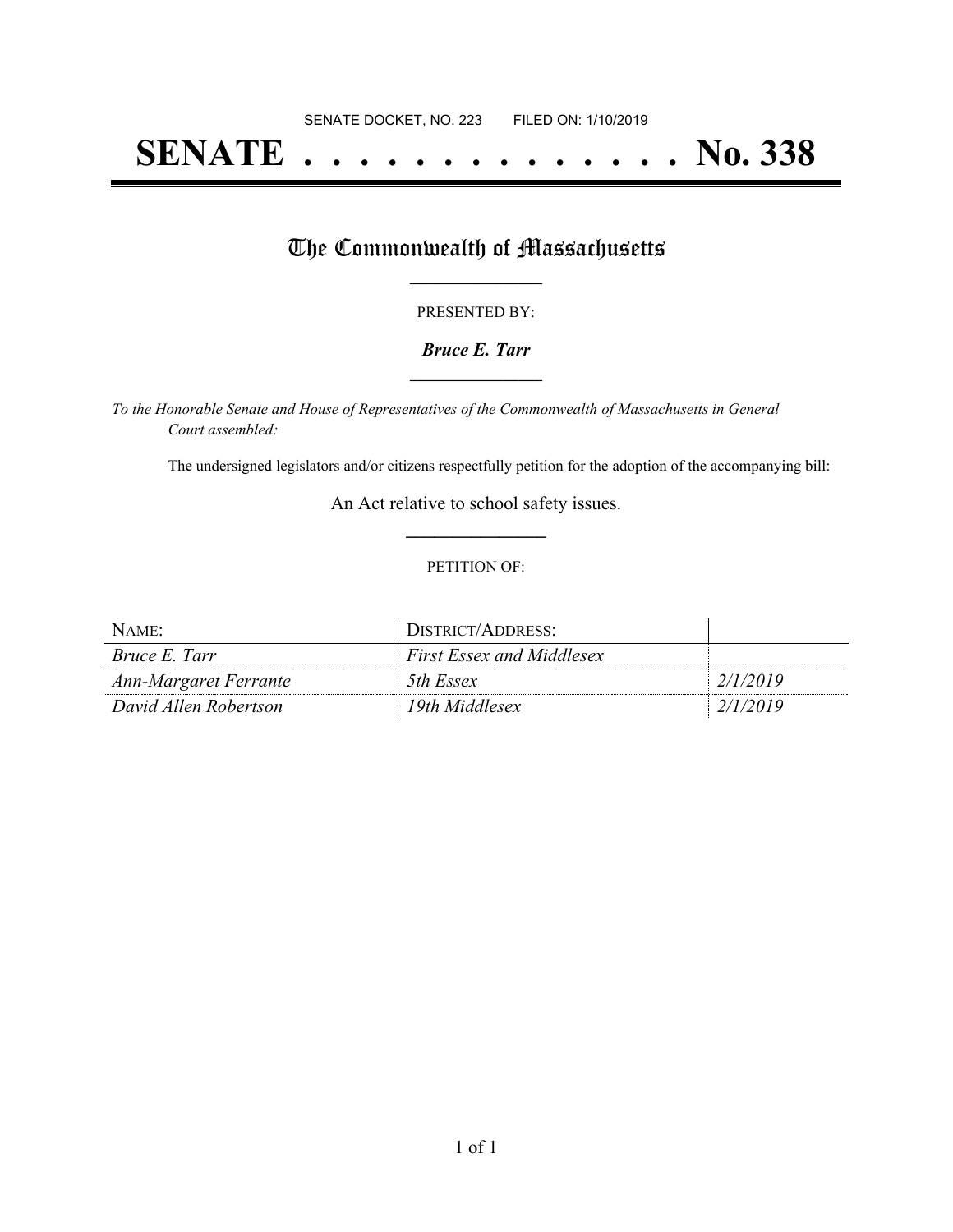SENATE DOCKET, NO. 223 FILED ON: 1/10/2019

# SENATE . . . . . . . . . . . . . . No. 338

## The Commonwealth of Massachusetts

PRESENTED BY:

***Bruce E. Tarr***

*To the Honorable Senate and House of Representatives of the Commonwealth of Massachusetts in General Court assembled:*

The undersigned legislators and/or citizens respectfully petition for the adoption of the accompanying bill:

An Act relative to school safety issues.

PETITION OF:

| NAME: | DISTRICT/ADDRESS: | |
|---|---|---|
| *Bruce E. Tarr* | *First Essex and Middlesex* | |
| *Ann-Margaret Ferrante* | *5th Essex* | *2/1/2019* |
| *David Allen Robertson* | *19th Middlesex* | *2/1/2019* |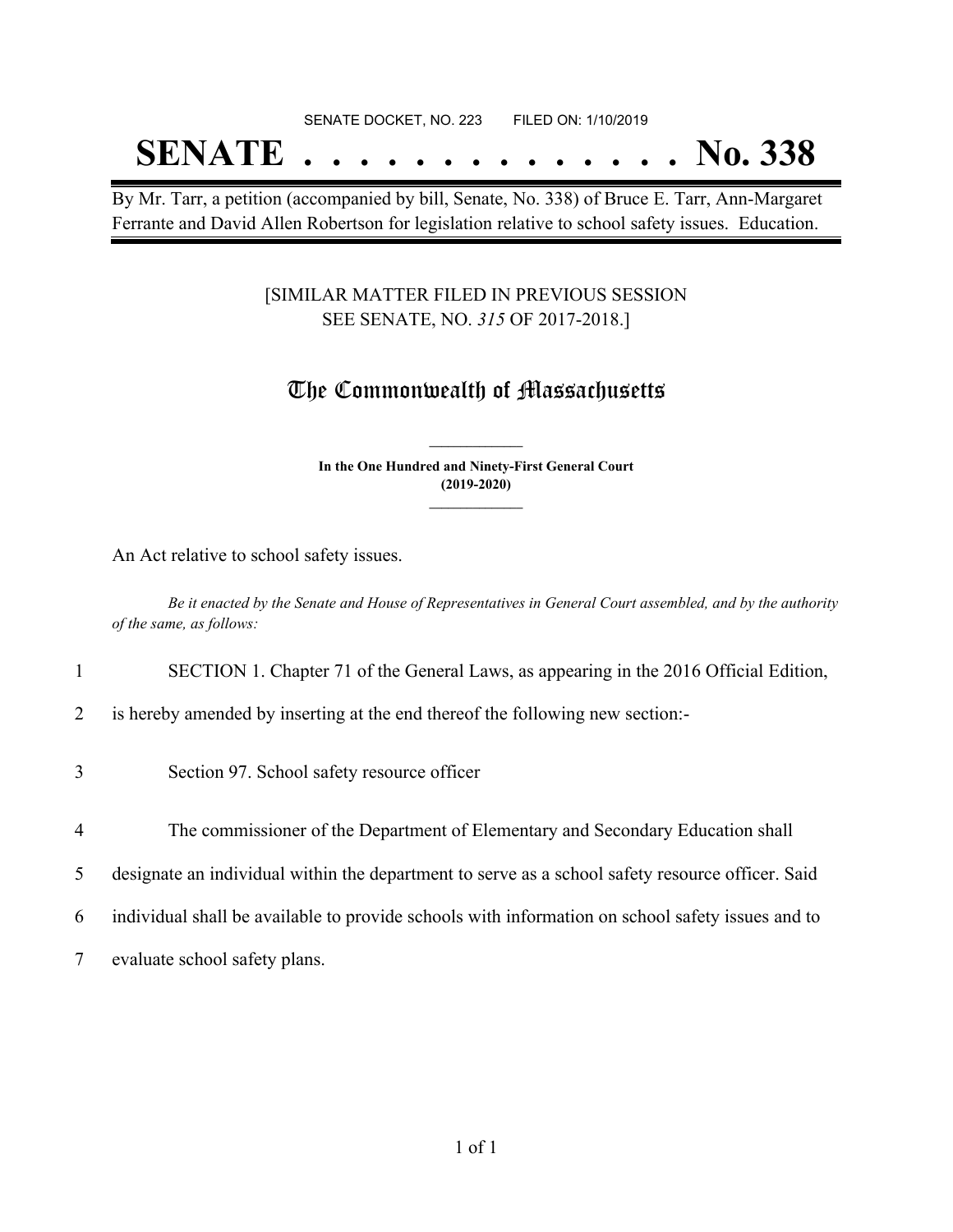SENATE DOCKET, NO. 223        FILED ON: 1/10/2019

# SENATE . . . . . . . . . . . . . . No. 338

By Mr. Tarr, a petition (accompanied by bill, Senate, No. 338) of Bruce E. Tarr, Ann-Margaret Ferrante and David Allen Robertson for legislation relative to school safety issues. Education.

[SIMILAR MATTER FILED IN PREVIOUS SESSION
SEE SENATE, NO. *315* OF 2017-2018.]

## The Commonwealth of Massachusetts

**In the One Hundred and Ninety-First General Court**
**(2019-2020)**

An Act relative to school safety issues.

*Be it enacted by the Senate and House of Representatives in General Court assembled, and by the authority of the same, as follows:*

1 SECTION 1. Chapter 71 of the General Laws, as appearing in the 2016 Official Edition,
2 is hereby amended by inserting at the end thereof the following new section:-

3 Section 97. School safety resource officer

4 The commissioner of the Department of Elementary and Secondary Education shall
5 designate an individual within the department to serve as a school safety resource officer. Said
6 individual shall be available to provide schools with information on school safety issues and to
7 evaluate school safety plans.